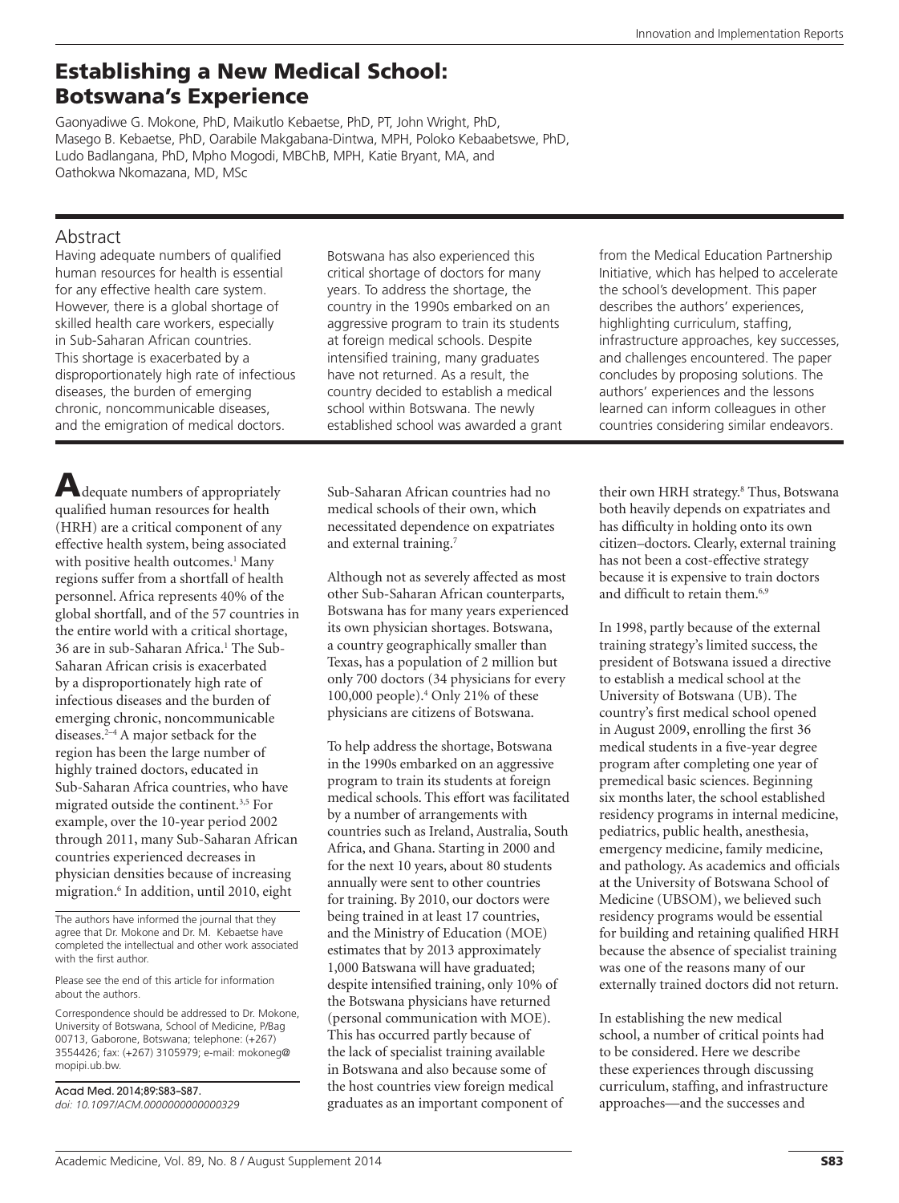# Establishing a New Medical School: Botswana's Experience

Gaonyadiwe G. Mokone, PhD, Maikutlo Kebaetse, PhD, PT, John Wright, PhD, Masego B. Kebaetse, PhD, Oarabile Makgabana-Dintwa, MPH, Poloko Kebaabetswe, PhD, Ludo Badlangana, PhD, Mpho Mogodi, MBChB, MPH, Katie Bryant, MA, and Oathokwa Nkomazana, MD, MSc

## Abstract

Having adequate numbers of qualified human resources for health is essential for any effective health care system. However, there is a global shortage of skilled health care workers, especially in Sub-Saharan African countries. This shortage is exacerbated by a disproportionately high rate of infectious diseases, the burden of emerging chronic, noncommunicable diseases, and the emigration of medical doctors. Botswana has also experienced this critical shortage of doctors for many years. To address the shortage, the country in the 1990s embarked on an aggressive program to train its students at foreign medical schools. Despite intensified training, many graduates have not returned. As a result, the country decided to establish a medical school within Botswana. The newly established school was awarded a grant from the Medical Education Partnership Initiative, which has helped to accelerate the school's development. This paper describes the authors' experiences, highlighting curriculum, staffing, infrastructure approaches, key successes, and challenges encountered. The paper concludes by proposing solutions. The authors' experiences and the lessons learned can inform colleagues in other countries considering similar endeavors.

Adequate numbers of appropriately qualified human resources for health (HRH) are a critical component of any effective health system, being associated with positive health outcomes.[1] Many regions suffer from a shortfall of health personnel. Africa represents 40% of the global shortfall, and of the 57 countries in the entire world with a critical shortage, 36 are in sub-Saharan Africa.[1] The Sub-Saharan African crisis is exacerbated by a disproportionately high rate of infectious diseases and the burden of emerging chronic, noncommunicable diseases.[2–4] A major setback for the region has been the large number of highly trained doctors, educated in Sub-Saharan Africa countries, who have migrated outside the continent.[3,5] For example, over the 10-year period 2002 through 2011, many Sub-Saharan African countries experienced decreases in physician densities because of increasing migration.[6] In addition, until 2010, eight Sub-Saharan African countries had no medical schools of their own, which necessitated dependence on expatriates and external training.[7]

Although not as severely affected as most other Sub-Saharan African counterparts, Botswana has for many years experienced its own physician shortages. Botswana, a country geographically smaller than Texas, has a population of 2 million but only 700 doctors (34 physicians for every 100,000 people).[4] Only 21% of these physicians are citizens of Botswana.

To help address the shortage, Botswana in the 1990s embarked on an aggressive program to train its students at foreign medical schools. This effort was facilitated by a number of arrangements with countries such as Ireland, Australia, South Africa, and Ghana. Starting in 2000 and for the next 10 years, about 80 students annually were sent to other countries for training. By 2010, our doctors were being trained in at least 17 countries, and the Ministry of Education (MOE) estimates that by 2013 approximately 1,000 Batswana will have graduated; despite intensified training, only 10% of the Botswana physicians have returned (personal communication with MOE). This has occurred partly because of the lack of specialist training available in Botswana and also because some of the host countries view foreign medical graduates as an important component of their own HRH strategy.[8] Thus, Botswana both heavily depends on expatriates and has difficulty in holding onto its own citizen–doctors. Clearly, external training has not been a cost-effective strategy because it is expensive to train doctors and difficult to retain them.[6,9]

In 1998, partly because of the external training strategy's limited success, the president of Botswana issued a directive to establish a medical school at the University of Botswana (UB). The country's first medical school opened in August 2009, enrolling the first 36 medical students in a five-year degree program after completing one year of premedical basic sciences. Beginning six months later, the school established residency programs in internal medicine, pediatrics, public health, anesthesia, emergency medicine, family medicine, and pathology. As academics and officials at the University of Botswana School of Medicine (UBSOM), we believed such residency programs would be essential for building and retaining qualified HRH because the absence of specialist training was one of the reasons many of our externally trained doctors did not return.

In establishing the new medical school, a number of critical points had to be considered. Here we describe these experiences through discussing curriculum, staffing, and infrastructure approaches—and the successes and

---

The authors have informed the journal that they agree that Dr. Mokone and Dr. M. Kebaetse have completed the intellectual and other work associated with the first author.

Please see the end of this article for information about the authors.

Correspondence should be addressed to Dr. Mokone, University of Botswana, School of Medicine, P/Bag 00713, Gaborone, Botswana; telephone: (+267) 3554426; fax: (+267) 3105979; e-mail: mokoneg@mopipi.ub.bw.

Acad Med. 2014;89:S83–S87.
*doi: 10.1097/ACM.0000000000000329*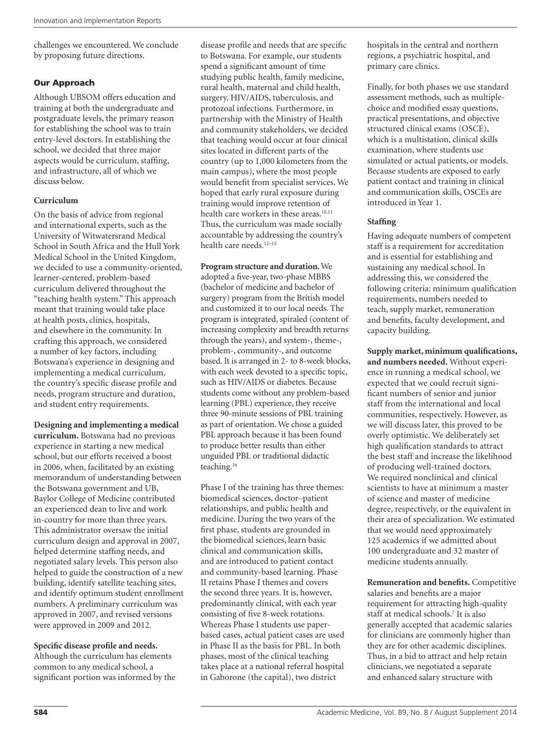challenges we encountered. We conclude by proposing future directions.

## Our Approach

Although UBSOM offers education and training at both the undergraduate and postgraduate levels, the primary reason for establishing the school was to train entry-level doctors. In establishing the school, we decided that three major aspects would be curriculum, staffing, and infrastructure, all of which we discuss below.

### Curriculum

On the basis of advice from regional and international experts, such as the University of Witwatersrand Medical School in South Africa and the Hull York Medical School in the United Kingdom, we decided to use a community-oriented, learner-centered, problem-based curriculum delivered throughout the "teaching health system." This approach meant that training would take place at health posts, clinics, hospitals, and elsewhere in the community. In crafting this approach, we considered a number of key factors, including Botswana's experience in designing and implementing a medical curriculum, the country's specific disease profile and needs, program structure and duration, and student entry requirements.

**Designing and implementing a medical curriculum.** Botswana had no previous experience in starting a new medical school, but our efforts received a boost in 2006, when, facilitated by an existing memorandum of understanding between the Botswana government and UB, Baylor College of Medicine contributed an experienced dean to live and work in-country for more than three years. This administrator oversaw the initial curriculum design and approval in 2007, helped determine staffing needs, and negotiated salary levels. This person also helped to guide the construction of a new building, identify satellite teaching sites, and identify optimum student enrollment numbers. A preliminary curriculum was approved in 2007, and revised versions were approved in 2009 and 2012.

**Specific disease profile and needs.** Although the curriculum has elements common to any medical school, a significant portion was informed by the disease profile and needs that are specific to Botswana. For example, our students spend a significant amount of time studying public health, family medicine, rural health, maternal and child health, surgery, HIV/AIDS, tuberculosis, and protozoal infections. Furthermore, in partnership with the Ministry of Health and community stakeholders, we decided that teaching would occur at four clinical sites located in different parts of the country (up to 1,000 kilometers from the main campus), where the most people would benefit from specialist services. We hoped that early rural exposure during training would improve retention of health care workers in these areas.[10,11] Thus, the curriculum was made socially accountable by addressing the country's health care needs.[12–15]

**Program structure and duration.** We adopted a five-year, two-phase MBBS (bachelor of medicine and bachelor of surgery) program from the British model and customized it to our local needs. The program is integrated, spiraled (content of increasing complexity and breadth returns through the years), and system-, theme-, problem-, community-, and outcome based. It is arranged in 2- to 8-week blocks, with each week devoted to a specific topic, such as HIV/AIDS or diabetes. Because students come without any problem-based learning (PBL) experience, they receive three 90-minute sessions of PBL training as part of orientation. We chose a guided PBL approach because it has been found to produce better results than either unguided PBL or traditional didactic teaching.[16]

Phase I of the training has three themes: biomedical sciences, doctor–patient relationships, and public health and medicine. During the two years of the first phase, students are grounded in the biomedical sciences, learn basic clinical and communication skills, and are introduced to patient contact and community-based learning. Phase II retains Phase I themes and covers the second three years. It is, however, predominantly clinical, with each year consisting of five 8-week rotations. Whereas Phase I students use paper-based cases, actual patient cases are used in Phase II as the basis for PBL. In both phases, most of the clinical teaching takes place at a national referral hospital in Gaborone (the capital), two district hospitals in the central and northern regions, a psychiatric hospital, and primary care clinics.

Finally, for both phases we use standard assessment methods, such as multiple-choice and modified essay questions, practical presentations, and objective structured clinical exams (OSCE), which is a multistation, clinical skills examination, where students use simulated or actual patients, or models. Because students are exposed to early patient contact and training in clinical and communication skills, OSCEs are introduced in Year 1.

### Staffing

Having adequate numbers of competent staff is a requirement for accreditation and is essential for establishing and sustaining any medical school. In addressing this, we considered the following criteria: minimum qualification requirements, numbers needed to teach, supply market, remuneration and benefits, faculty development, and capacity building.

**Supply market, minimum qualifications, and numbers needed.** Without experience in running a medical school, we expected that we could recruit significant numbers of senior and junior staff from the international and local communities, respectively. However, as we will discuss later, this proved to be overly optimistic. We deliberately set high qualification standards to attract the best staff and increase the likelihood of producing well-trained doctors. We required nonclinical and clinical scientists to have at minimum a master of science and master of medicine degree, respectively, or the equivalent in their area of specialization. We estimated that we would need approximately 125 academics if we admitted about 100 undergraduate and 32 master of medicine students annually.

**Remuneration and benefits.** Competitive salaries and benefits are a major requirement for attracting high-quality staff at medical schools.[7] It is also generally accepted that academic salaries for clinicians are commonly higher than they are for other academic disciplines. Thus, in a bid to attract and help retain clinicians, we negotiated a separate and enhanced salary structure with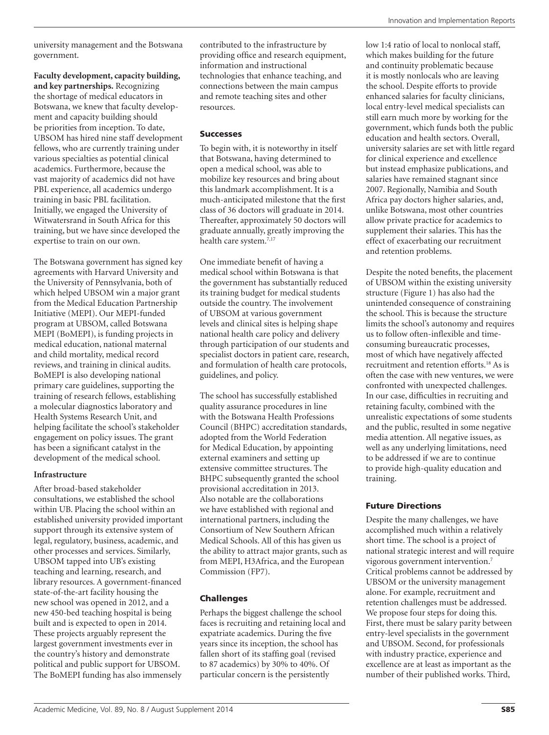university management and the Botswana government.

**Faculty development, capacity building, and key partnerships.** Recognizing the shortage of medical educators in Botswana, we knew that faculty development and capacity building should be priorities from inception. To date, UBSOM has hired nine staff development fellows, who are currently training under various specialties as potential clinical academics. Furthermore, because the vast majority of academics did not have PBL experience, all academics undergo training in basic PBL facilitation. Initially, we engaged the University of Witwatersrand in South Africa for this training, but we have since developed the expertise to train on our own.

The Botswana government has signed key agreements with Harvard University and the University of Pennsylvania, both of which helped UBSOM win a major grant from the Medical Education Partnership Initiative (MEPI). Our MEPI-funded program at UBSOM, called Botswana MEPI (BoMEPI), is funding projects in medical education, national maternal and child mortality, medical record reviews, and training in clinical audits. BoMEPI is also developing national primary care guidelines, supporting the training of research fellows, establishing a molecular diagnostics laboratory and Health Systems Research Unit, and helping facilitate the school's stakeholder engagement on policy issues. The grant has been a significant catalyst in the development of the medical school.

**Infrastructure**

After broad-based stakeholder consultations, we established the school within UB. Placing the school within an established university provided important support through its extensive system of legal, regulatory, business, academic, and other processes and services. Similarly, UBSOM tapped into UB's existing teaching and learning, research, and library resources. A government-financed state-of-the-art facility housing the new school was opened in 2012, and a new 450-bed teaching hospital is being built and is expected to open in 2014. These projects arguably represent the largest government investments ever in the country's history and demonstrate political and public support for UBSOM. The BoMEPI funding has also immensely contributed to the infrastructure by providing office and research equipment, information and instructional technologies that enhance teaching, and connections between the main campus and remote teaching sites and other resources.

## Successes

To begin with, it is noteworthy in itself that Botswana, having determined to open a medical school, was able to mobilize key resources and bring about this landmark accomplishment. It is a much-anticipated milestone that the first class of 36 doctors will graduate in 2014. Thereafter, approximately 50 doctors will graduate annually, greatly improving the health care system.[7,17]

One immediate benefit of having a medical school within Botswana is that the government has substantially reduced its training budget for medical students outside the country. The involvement of UBSOM at various government levels and clinical sites is helping shape national health care policy and delivery through participation of our students and specialist doctors in patient care, research, and formulation of health care protocols, guidelines, and policy.

The school has successfully established quality assurance procedures in line with the Botswana Health Professions Council (BHPC) accreditation standards, adopted from the World Federation for Medical Education, by appointing external examiners and setting up extensive committee structures. The BHPC subsequently granted the school provisional accreditation in 2013. Also notable are the collaborations we have established with regional and international partners, including the Consortium of New Southern African Medical Schools. All of this has given us the ability to attract major grants, such as from MEPI, H3Africa, and the European Commission (FP7).

## Challenges

Perhaps the biggest challenge the school faces is recruiting and retaining local and expatriate academics. During the five years since its inception, the school has fallen short of its staffing goal (revised to 87 academics) by 30% to 40%. Of particular concern is the persistently low 1:4 ratio of local to nonlocal staff, which makes building for the future and continuity problematic because it is mostly nonlocals who are leaving the school. Despite efforts to provide enhanced salaries for faculty clinicians, local entry-level medical specialists can still earn much more by working for the government, which funds both the public education and health sectors. Overall, university salaries are set with little regard for clinical experience and excellence but instead emphasize publications, and salaries have remained stagnant since 2007. Regionally, Namibia and South Africa pay doctors higher salaries, and, unlike Botswana, most other countries allow private practice for academics to supplement their salaries. This has the effect of exacerbating our recruitment and retention problems.

Despite the noted benefits, the placement of UBSOM within the existing university structure (Figure 1) has also had the unintended consequence of constraining the school. This is because the structure limits the school's autonomy and requires us to follow often-inflexible and time-consuming bureaucratic processes, most of which have negatively affected recruitment and retention efforts.[18] As is often the case with new ventures, we were confronted with unexpected challenges. In our case, difficulties in recruiting and retaining faculty, combined with the unrealistic expectations of some students and the public, resulted in some negative media attention. All negative issues, as well as any underlying limitations, need to be addressed if we are to continue to provide high-quality education and training.

## Future Directions

Despite the many challenges, we have accomplished much within a relatively short time. The school is a project of national strategic interest and will require vigorous government intervention.[7] Critical problems cannot be addressed by UBSOM or the university management alone. For example, recruitment and retention challenges must be addressed. We propose four steps for doing this. First, there must be salary parity between entry-level specialists in the government and UBSOM. Second, for professionals with industry practice, experience and excellence are at least as important as the number of their published works. Third,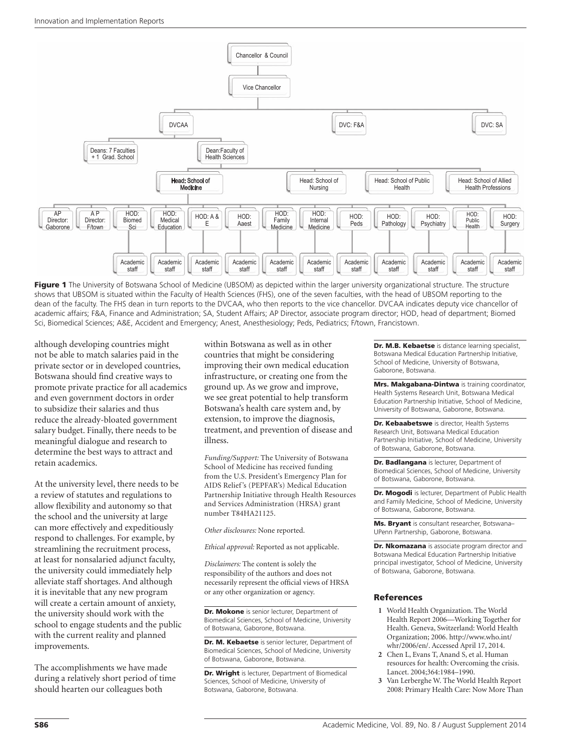Chancellor & Council

Vice Chancellor

DVCAA | DVC: F&A | DVC: SA

Deans: 7 Faculties + 1 Grad. School | Dean: Faculty of Health Sciences

Head: School of Medicine | Head: School of Nursing | Head: School of Public Health | Head: School of Allied Health Professions

AP Director: Gaborone | A P Director: F/town | HOD: Biomed Sci | HOD: Medical Education | HOD: A & E | HOD: Aaest | HOD: Family Medicine | HOD: Internal Medicine | HOD: Peds | HOD: Pathology | HOD: Psychiatry | HOD: Public Health | HOD: Surgery

Academic staff (under each HOD)

**Figure 1** The University of Botswana School of Medicine (UBSOM) as depicted within the larger university organizational structure. The structure shows that UBSOM is situated within the Faculty of Health Sciences (FHS), one of the seven faculties, with the head of UBSOM reporting to the dean of the faculty. The FHS dean in turn reports to the DVCAA, who then reports to the vice chancellor. DVCAA indicates deputy vice chancellor of academic affairs; F&A, Finance and Administration; SA, Student Affairs; AP Director, associate program director; HOD, head of department; Biomed Sci, Biomedical Sciences; A&E, Accident and Emergency; Anest, Anesthesiology; Peds, Pediatrics; F/town, Francistown.

although developing countries might not be able to match salaries paid in the private sector or in developed countries, Botswana should find creative ways to promote private practice for all academics and even government doctors in order to subsidize their salaries and thus reduce the already-bloated government salary budget. Finally, there needs to be meaningful dialogue and research to determine the best ways to attract and retain academics.

At the university level, there needs to be a review of statutes and regulations to allow flexibility and autonomy so that the school and the university at large can more effectively and expeditiously respond to challenges. For example, by streamlining the recruitment process, at least for nonsalaried adjunct faculty, the university could immediately help alleviate staff shortages. And although it is inevitable that any new program will create a certain amount of anxiety, the university should work with the school to engage students and the public with the current reality and planned improvements.

The accomplishments we have made during a relatively short period of time should hearten our colleagues both within Botswana as well as in other countries that might be considering improving their own medical education infrastructure, or creating one from the ground up. As we grow and improve, we see great potential to help transform Botswana's health care system and, by extension, to improve the diagnosis, treatment, and prevention of disease and illness.

*Funding/Support:* The University of Botswana School of Medicine has received funding from the U.S. President's Emergency Plan for AIDS Relief's (PEPFAR's) Medical Education Partnership Initiative through Health Resources and Services Administration (HRSA) grant number T84HA21125.

*Other disclosures:* None reported.

*Ethical approval:* Reported as not applicable.

*Disclaimers:* The content is solely the responsibility of the authors and does not necessarily represent the official views of HRSA or any other organization or agency.

**Dr. Mokone** is senior lecturer, Department of Biomedical Sciences, School of Medicine, University of Botswana, Gaborone, Botswana.

**Dr. M. Kebaetse** is senior lecturer, Department of Biomedical Sciences, School of Medicine, University of Botswana, Gaborone, Botswana.

**Dr. Wright** is lecturer, Department of Biomedical Sciences, School of Medicine, University of Botswana, Gaborone, Botswana.

**Dr. M.B. Kebaetse** is distance learning specialist, Botswana Medical Education Partnership Initiative, School of Medicine, University of Botswana, Gaborone, Botswana.

**Mrs. Makgabana-Dintwa** is training coordinator, Health Systems Research Unit, Botswana Medical Education Partnership Initiative, School of Medicine, University of Botswana, Gaborone, Botswana.

**Dr. Kebaabetswe** is director, Health Systems Research Unit, Botswana Medical Education Partnership Initiative, School of Medicine, University of Botswana, Gaborone, Botswana.

**Dr. Badlangana** is lecturer, Department of Biomedical Sciences, School of Medicine, University of Botswana, Gaborone, Botswana.

**Dr. Mogodi** is lecturer, Department of Public Health and Family Medicine, School of Medicine, University of Botswana, Gaborone, Botswana.

**Ms. Bryant** is consultant researcher, Botswana–UPenn Partnership, Gaborone, Botswana.

**Dr. Nkomazana** is associate program director and Botswana Medical Education Partnership Initiative principal investigator, School of Medicine, University of Botswana, Gaborone, Botswana.

## References

1. World Health Organization. The World Health Report 2006—Working Together for Health. Geneva, Switzerland: World Health Organization; 2006. http://www.who.int/whr/2006/en/. Accessed April 17, 2014.
2. Chen L, Evans T, Anand S, et al. Human resources for health: Overcoming the crisis. Lancet. 2004;364:1984–1990.
3. Van Lerberghe W. The World Health Report 2008: Primary Health Care: Now More Than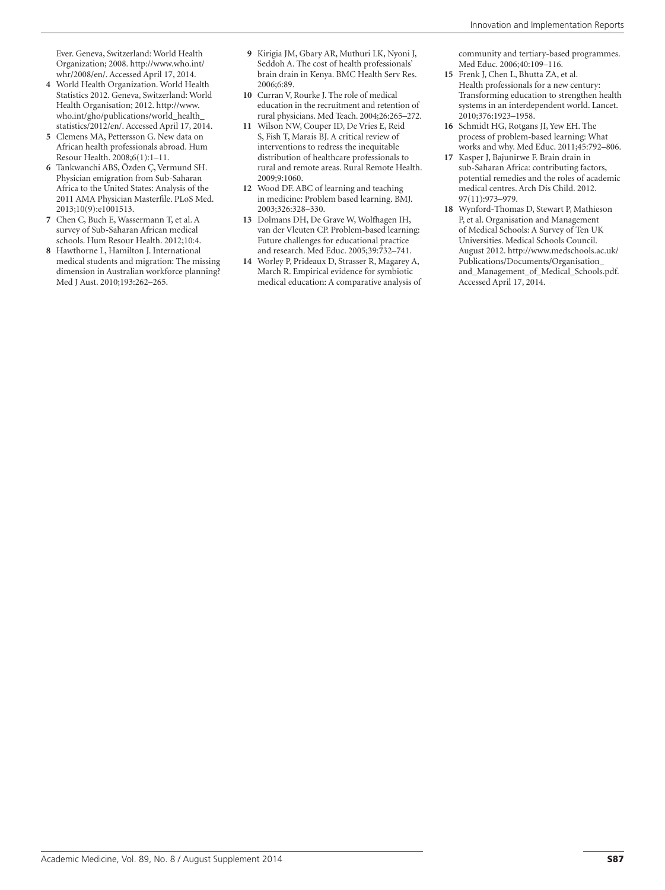Ever. Geneva, Switzerland: World Health Organization; 2008. http://www.who.int/whr/2008/en/. Accessed April 17, 2014.

4 World Health Organization. World Health Statistics 2012. Geneva, Switzerland: World Health Organisation; 2012. http://www.who.int/gho/publications/world_health_statistics/2012/en/. Accessed April 17, 2014.

5 Clemens MA, Pettersson G. New data on African health professionals abroad. Hum Resour Health. 2008;6(1):1–11.

6 Tankwanchi ABS, Özden Ç, Vermund SH. Physician emigration from Sub-Saharan Africa to the United States: Analysis of the 2011 AMA Physician Masterfile. PLoS Med. 2013;10(9):e1001513.

7 Chen C, Buch E, Wassermann T, et al. A survey of Sub-Saharan African medical schools. Hum Resour Health. 2012;10:4.

8 Hawthorne L, Hamilton J. International medical students and migration: The missing dimension in Australian workforce planning? Med J Aust. 2010;193:262–265.

9 Kirigia JM, Gbary AR, Muthuri LK, Nyoni J, Seddoh A. The cost of health professionals' brain drain in Kenya. BMC Health Serv Res. 2006;6:89.

10 Curran V, Rourke J. The role of medical education in the recruitment and retention of rural physicians. Med Teach. 2004;26:265–272.

11 Wilson NW, Couper ID, De Vries E, Reid S, Fish T, Marais BJ. A critical review of interventions to redress the inequitable distribution of healthcare professionals to rural and remote areas. Rural Remote Health. 2009;9:1060.

12 Wood DF. ABC of learning and teaching in medicine: Problem based learning. BMJ. 2003;326:328–330.

13 Dolmans DH, De Grave W, Wolfhagen IH, van der Vleuten CP. Problem-based learning: Future challenges for educational practice and research. Med Educ. 2005;39:732–741.

14 Worley P, Prideaux D, Strasser R, Magarey A, March R. Empirical evidence for symbiotic medical education: A comparative analysis of community and tertiary-based programmes. Med Educ. 2006;40:109–116.

15 Frenk J, Chen L, Bhutta ZA, et al. Health professionals for a new century: Transforming education to strengthen health systems in an interdependent world. Lancet. 2010;376:1923–1958.

16 Schmidt HG, Rotgans JI, Yew EH. The process of problem-based learning: What works and why. Med Educ. 2011;45:792–806.

17 Kasper J, Bajunirwe F. Brain drain in sub-Saharan Africa: contributing factors, potential remedies and the roles of academic medical centres. Arch Dis Child. 2012. 97(11):973–979.

18 Wynford-Thomas D, Stewart P, Mathieson P, et al. Organisation and Management of Medical Schools: A Survey of Ten UK Universities. Medical Schools Council. August 2012. http://www.medschools.ac.uk/Publications/Documents/Organisation_and_Management_of_Medical_Schools.pdf. Accessed April 17, 2014.